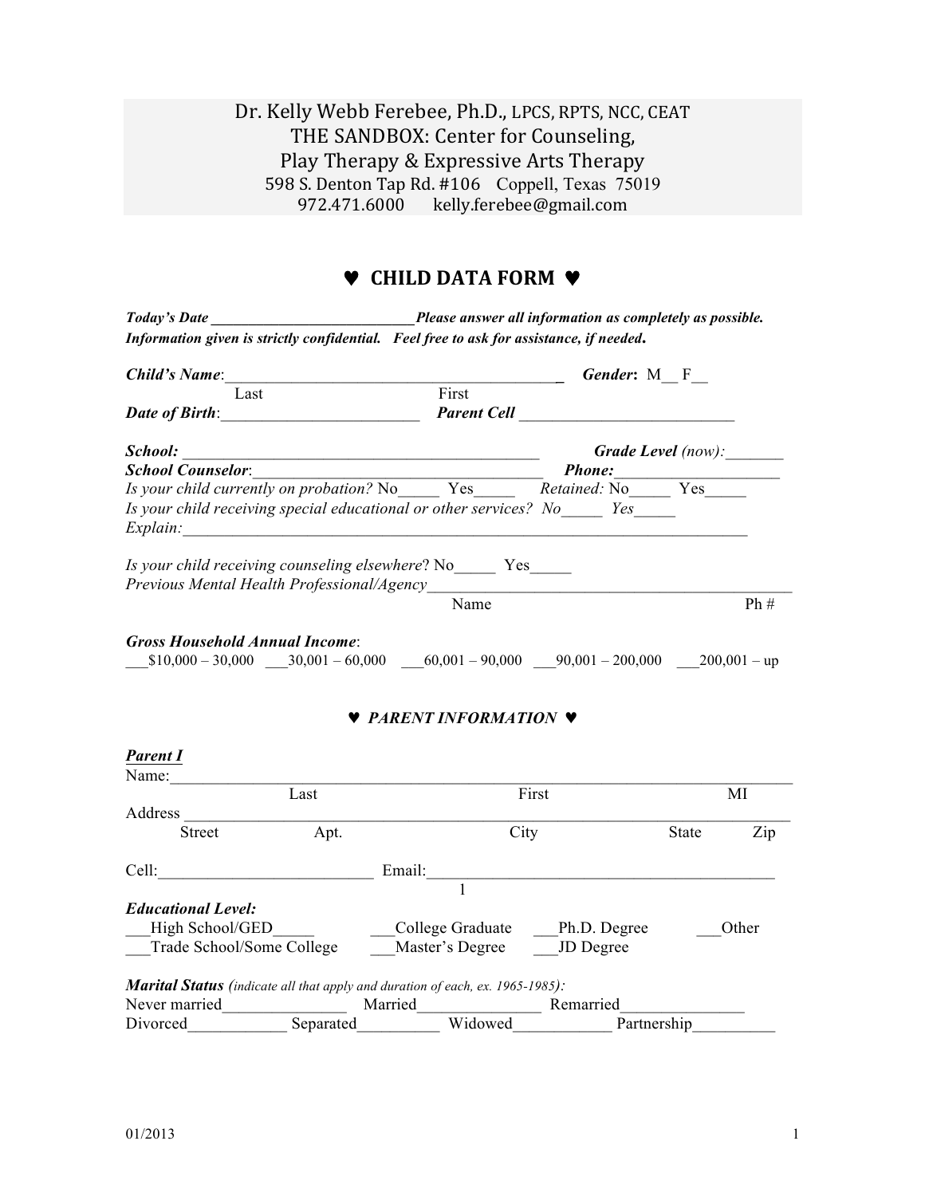Dr. Kelly Webb Ferebee, Ph.D., LPCS, RPTS, NCC, CEAT
THE SANDBOX: Center for Counseling,
Play Therapy & Expressive Arts Therapy
598 S. Denton Tap Rd. #106 Coppell, Texas 75019
972.471.6000 kelly.ferebee@gmail.com

# ♥ CHILD DATA FORM ♥

***Today's Date* ___________________________ *Please answer all information as completely as possible. Information given is strictly confidential. Feel free to ask for assistance, if needed.***

***Child's Name***:__________________________________________ ***Gender*: M__ F__**
Last First

***Date of Birth***:________________________ ***Parent Cell*** __________________________

***School:*** ____________________________________________ ***Grade Level*** *(now):*_______
***School Counselor***:___________________________________ ***Phone:***____________________
*Is your child currently on probation?* No_____ Yes_____ *Retained:* No_____ Yes_____
*Is your child receiving special educational or other services?* *No_____ Yes_____*
*Explain:*_____________________________________________________________________

*Is your child receiving counseling elsewhere*? No_____ Yes_____
*Previous Mental Health Professional/Agency*_____________________________________________
Name Ph #

***Gross Household Annual Income***:
___$10,000 – 30,000 ___30,001 – 60,000 ___60,001 – 90,000 ___90,001 – 200,000 ___200,001 – up

## ♥ *PARENT INFORMATION* ♥

***Parent I***
Name:_________________________________________________________________________
Last First MI
Address _______________________________________________________________________
Street Apt. City State Zip

Cell:__________________________ Email:__________________________________________

***Educational Level:***
___High School/GED_____ ___College Graduate ___Ph.D. Degree ___Other
___Trade School/Some College ___Master's Degree ___JD Degree

***Marital Status*** *(indicate all that apply and duration of each, ex. 1965-1985):*
Never married_______________ Married_______________ Remarried_______________
Divorced___________ Separated_________ Widowed___________ Partnership__________

01/2013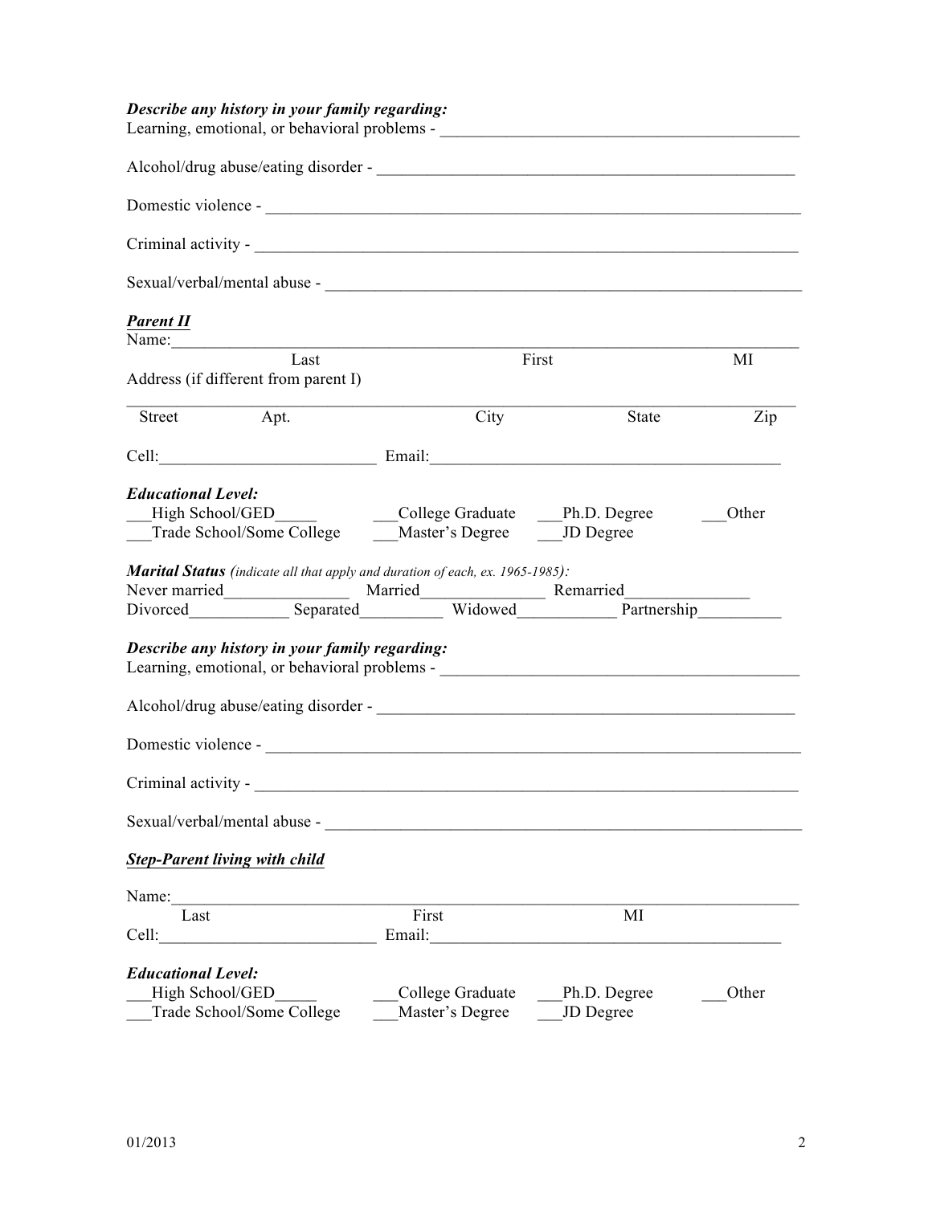***Describe any history in your family regarding:***

Learning, emotional, or behavioral problems - ____________________________________________

Alcohol/drug abuse/eating disorder - ___________________________________________________

Domestic violence - _______________________________________________________________

Criminal activity - ________________________________________________________________

Sexual/verbal/mental abuse - _______________________________________________________

***<u>Parent II</u>***

Name:______________________________________________________________________________

Last First MI

Address (if different from parent I)

______________________________________________________________________________

Street Apt. City State Zip

Cell:__________________________ Email:__________________________________________

***Educational Level:***

___High School/GED_____ ___College Graduate ___Ph.D. Degree ___Other

___Trade School/Some College ___Master's Degree ___JD Degree

***Marital Status*** *(indicate all that apply and duration of each, ex. 1965-1985)*:

Never married_______________ Married_______________ Remarried_______________

Divorced____________ Separated__________ Widowed____________ Partnership__________

***Describe any history in your family regarding:***

Learning, emotional, or behavioral problems - ____________________________________________

Alcohol/drug abuse/eating disorder - ___________________________________________________

Domestic violence - _______________________________________________________________

Criminal activity - ________________________________________________________________

Sexual/verbal/mental abuse - _______________________________________________________

***<u>Step-Parent living with child</u>***

Name:______________________________________________________________________________

Last First MI

Cell:__________________________ Email:__________________________________________

***Educational Level:***

___High School/GED_____ ___College Graduate ___Ph.D. Degree ___Other

___Trade School/Some College ___Master's Degree ___JD Degree

01/2013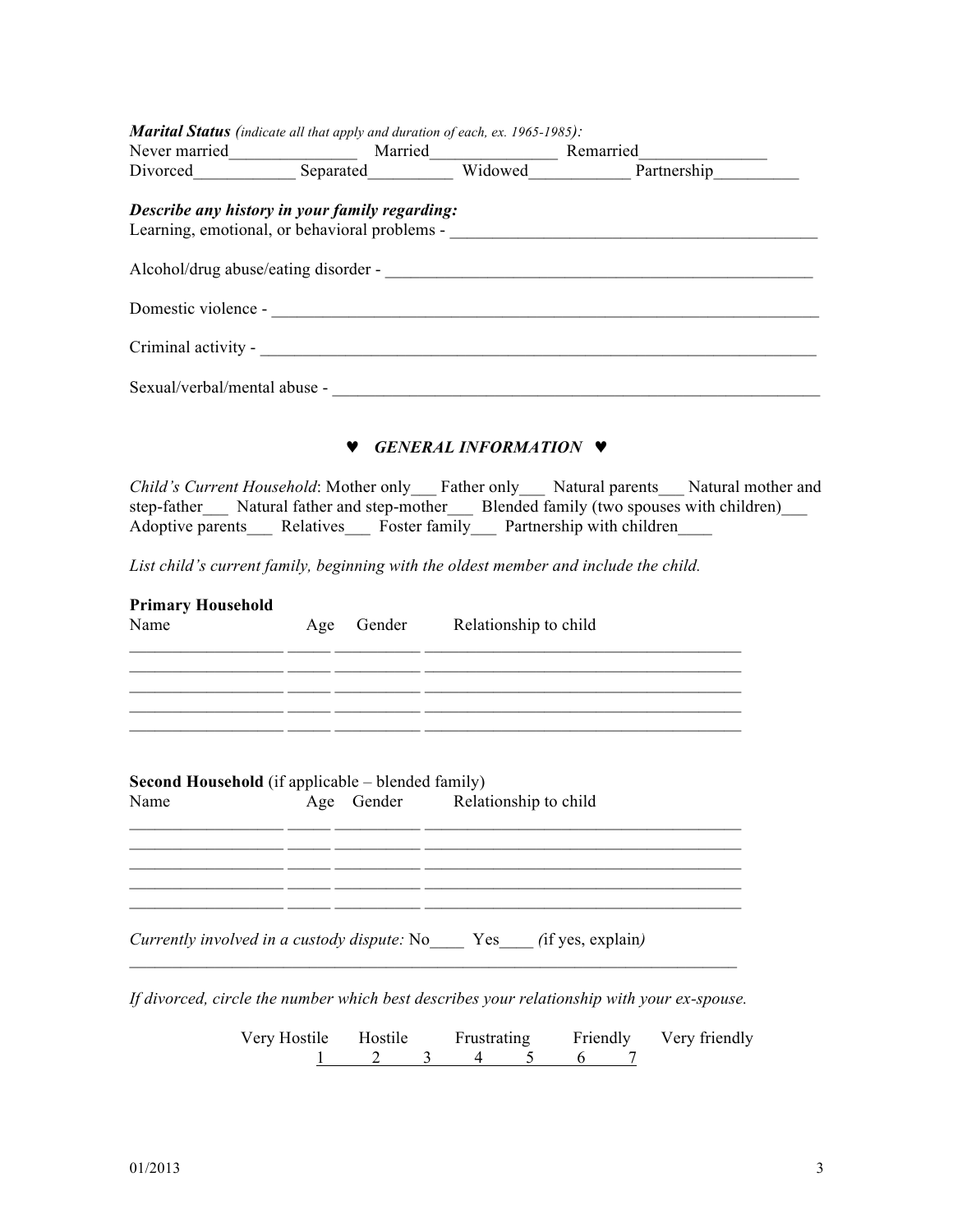***Marital Status*** *(indicate all that apply and duration of each, ex. 1965-1985):*

Never married_______________ Married_______________ Remarried_______________
Divorced____________ Separated__________ Widowed____________ Partnership__________

***Describe any history in your family regarding:***

Learning, emotional, or behavioral problems - ___________________________________________

Alcohol/drug abuse/eating disorder - ___________________________________________________

Domestic violence - __________________________________________________________________

Criminal activity - ___________________________________________________________________

Sexual/verbal/mental abuse - ___________________________________________________________

## ♥ *GENERAL INFORMATION* ♥

*Child's Current Household*: Mother only___ Father only___ Natural parents___ Natural mother and step-father___ Natural father and step-mother___ Blended family (two spouses with children)___ Adoptive parents___ Relatives___ Foster family___ Partnership with children____

*List child's current family, beginning with the oldest member and include the child.*

**Primary Household**

| Name | Age | Gender | Relationship to child |
|---|---|---|---|
| | | | |
| | | | |
| | | | |
| | | | |
| | | | |

**Second Household** (if applicable – blended family)

| Name | Age | Gender | Relationship to child |
|---|---|---|---|
| | | | |
| | | | |
| | | | |
| | | | |
| | | | |

*Currently involved in a custody dispute:* No____ Yes____ *(*if yes, explain*)*

___________________________________________________________________________

*If divorced, circle the number which best describes your relationship with your ex-spouse.*

| Very Hostile | | Hostile | | Frustrating | | Friendly | | Very friendly |
|---|---|---|---|---|---|---|---|---|
| 1 | | 2 | 3 | 4 | 5 | 6 | 7 | |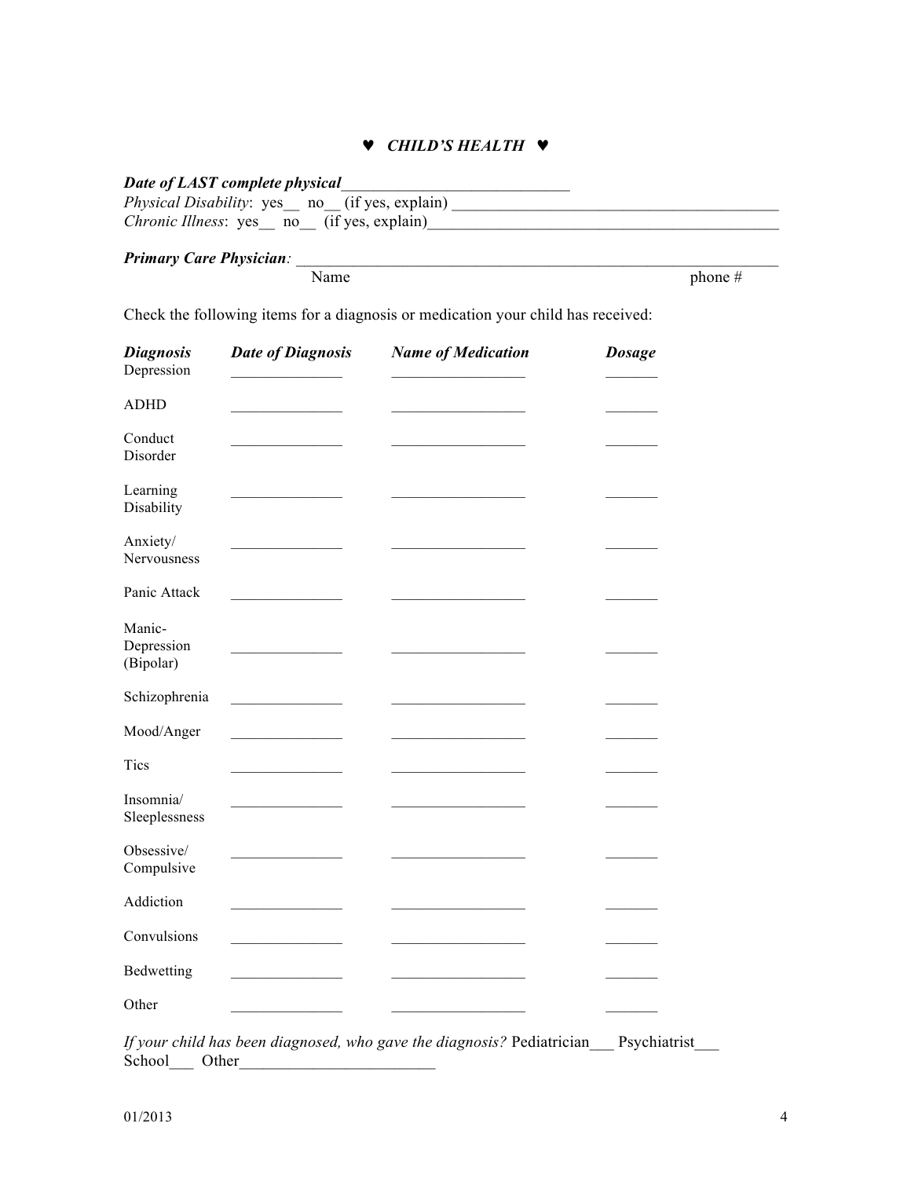## ♥ *CHILD'S HEALTH* ♥

***Date of LAST complete physical***_____________________________

*Physical Disability*: yes__ no__ (if yes, explain) _________________________________________

*Chronic Illness*: yes__ no__ (if yes, explain)___________________________________________

***Primary Care Physician****:* ______________________________________________________________

Name phone #

Check the following items for a diagnosis or medication your child has received:

| ***Diagnosis*** | ***Date of Diagnosis*** | ***Name of Medication*** | ***Dosage*** |
|---|---|---|---|
| Depression | _______________ | __________________ | _______ |
| ADHD | _______________ | __________________ | _______ |
| Conduct Disorder | _______________ | __________________ | _______ |
| Learning Disability | _______________ | __________________ | _______ |
| Anxiety/ Nervousness | _______________ | __________________ | _______ |
| Panic Attack | _______________ | __________________ | _______ |
| Manic-Depression (Bipolar) | _______________ | __________________ | _______ |
| Schizophrenia | _______________ | __________________ | _______ |
| Mood/Anger | _______________ | __________________ | _______ |
| Tics | _______________ | __________________ | _______ |
| Insomnia/ Sleeplessness | _______________ | __________________ | _______ |
| Obsessive/ Compulsive | _______________ | __________________ | _______ |
| Addiction | _______________ | __________________ | _______ |
| Convulsions | _______________ | __________________ | _______ |
| Bedwetting | _______________ | __________________ | _______ |
| Other | _______________ | __________________ | _______ |

*If your child has been diagnosed, who gave the diagnosis?* Pediatrician___ Psychiatrist___ School___ Other_________________________

01/2013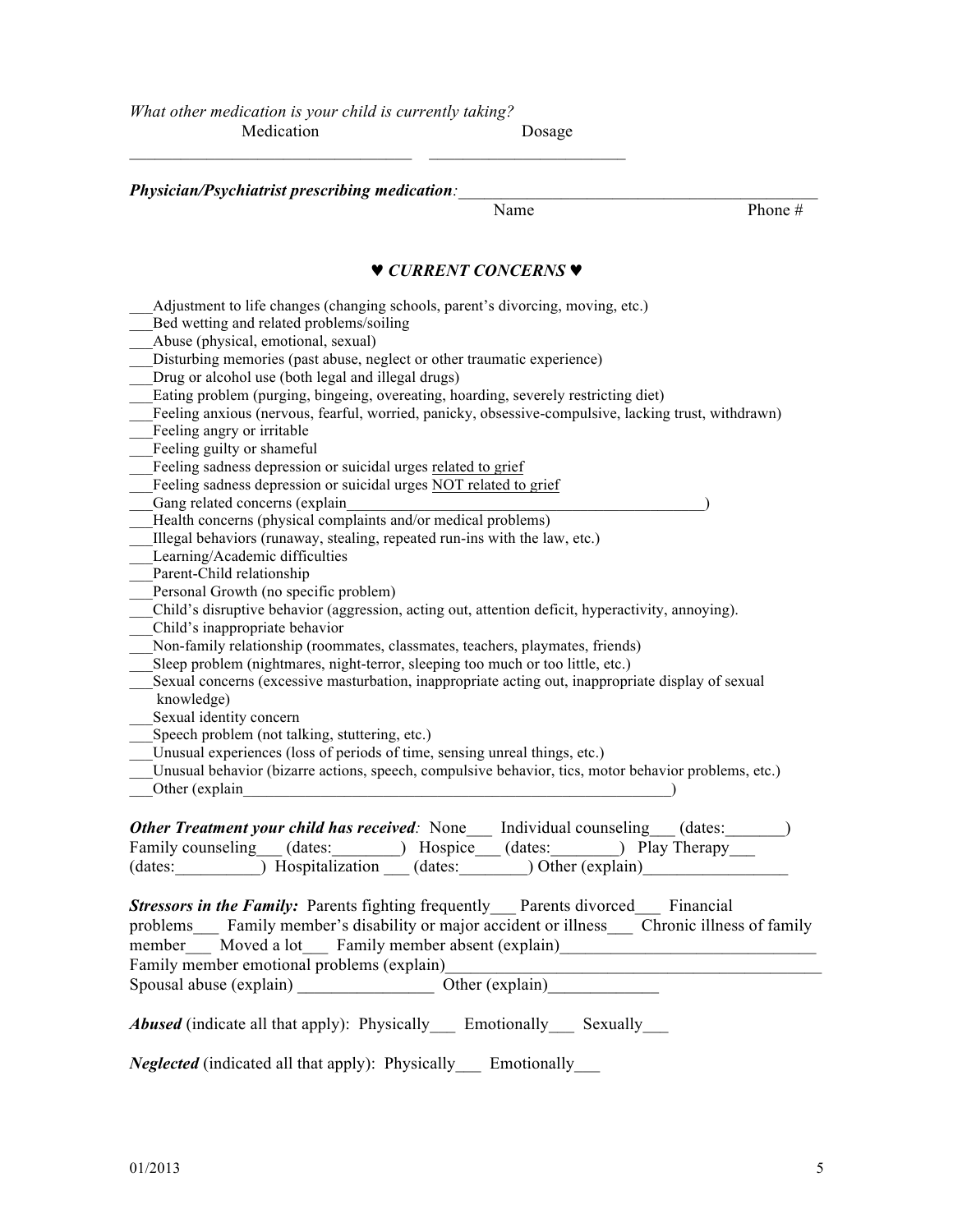*What other medication is your child is currently taking?*

Medication ________________________________ Dosage ______________________

***Physician/Psychiatrist prescribing medication:*** ___________________________________________

Name Phone #

## ♥ *CURRENT CONCERNS* ♥

___Adjustment to life changes (changing schools, parent's divorcing, moving, etc.)
___Bed wetting and related problems/soiling
___Abuse (physical, emotional, sexual)
___Disturbing memories (past abuse, neglect or other traumatic experience)
___Drug or alcohol use (both legal and illegal drugs)
___Eating problem (purging, bingeing, overeating, hoarding, severely restricting diet)
___Feeling anxious (nervous, fearful, worried, panicky, obsessive-compulsive, lacking trust, withdrawn)
___Feeling angry or irritable
___Feeling guilty or shameful
___Feeling sadness depression or suicidal urges related to grief
___Feeling sadness depression or suicidal urges NOT related to grief
___Gang related concerns (explain_____________________________________________)
___Health concerns (physical complaints and/or medical problems)
___Illegal behaviors (runaway, stealing, repeated run-ins with the law, etc.)
___Learning/Academic difficulties
___Parent-Child relationship
___Personal Growth (no specific problem)
___Child's disruptive behavior (aggression, acting out, attention deficit, hyperactivity, annoying).
___Child's inappropriate behavior
___Non-family relationship (roommates, classmates, teachers, playmates, friends)
___Sleep problem (nightmares, night-terror, sleeping too much or too little, etc.)
___Sexual concerns (excessive masturbation, inappropriate acting out, inappropriate display of sexual knowledge)
___Sexual identity concern
___Speech problem (not talking, stuttering, etc.)
___Unusual experiences (loss of periods of time, sensing unreal things, etc.)
___Unusual behavior (bizarre actions, speech, compulsive behavior, tics, motor behavior problems, etc.)
___Other (explain_______________________________________________________)

***Other Treatment your child has received:*** None___ Individual counseling___ (dates:_______) Family counseling___ (dates:________) Hospice___ (dates:________) Play Therapy___ (dates:__________) Hospitalization ___ (dates:________) Other (explain)_________________

***Stressors in the Family:*** Parents fighting frequently___ Parents divorced___ Financial problems___ Family member's disability or major accident or illness___ Chronic illness of family member___ Moved a lot___ Family member absent (explain)______________________________
Family member emotional problems (explain)__________________________________________
Spousal abuse (explain) ________________ Other (explain)_____________

***Abused*** (indicate all that apply): Physically___ Emotionally___ Sexually___

***Neglected*** (indicated all that apply): Physically___ Emotionally___

01/2013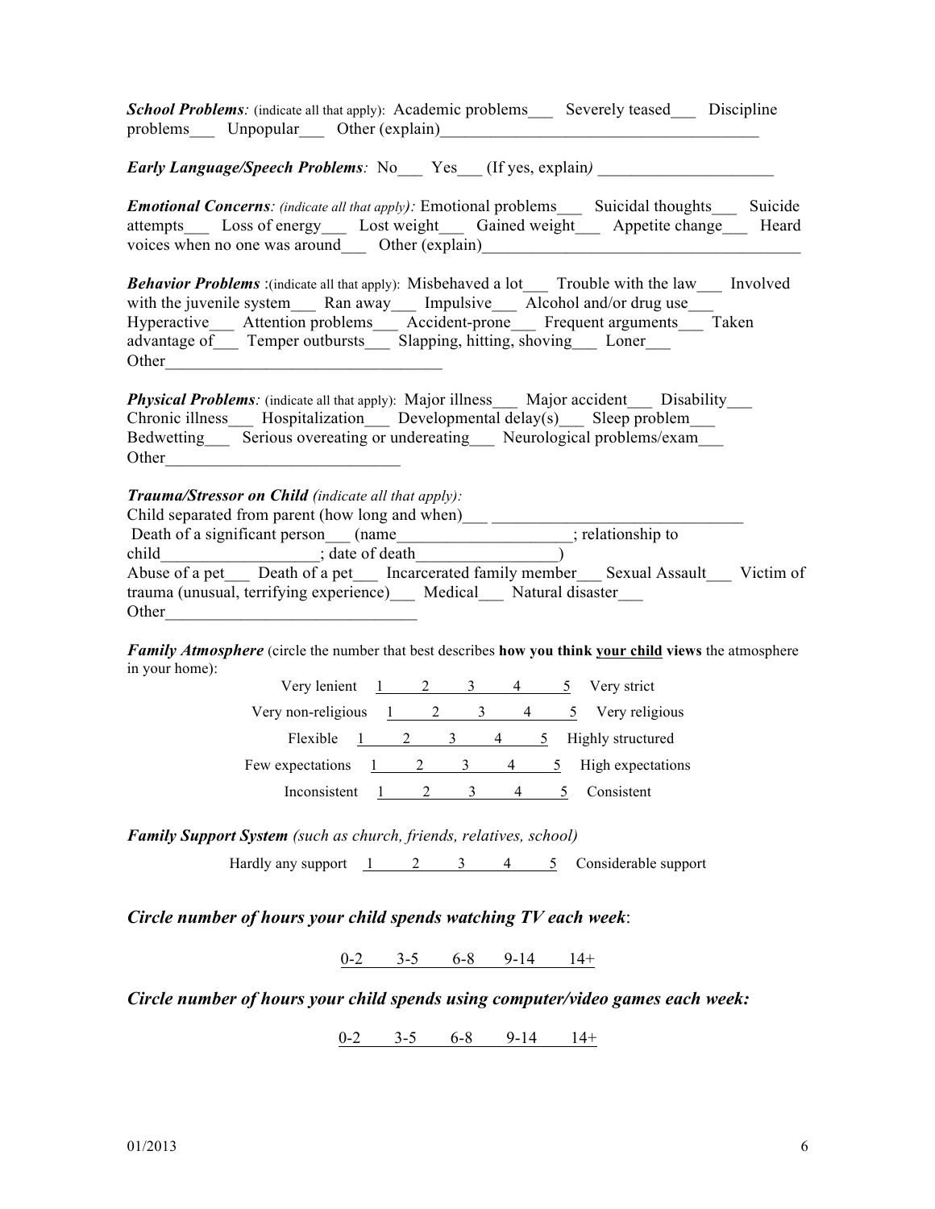***School Problems**: (indicate all that apply):* Academic problems___ Severely teased___ Discipline problems___ Unpopular___ Other (explain)_______________________________________

***Early Language/Speech Problems**:* No___ Yes___ (If yes, explain*)* ____________________

***Emotional Concerns**: (indicate all that apply):* Emotional problems___ Suicidal thoughts___ Suicide attempts___ Loss of energy___ Lost weight___ Gained weight___ Appetite change___ Heard voices when no one was around___ Other (explain)_______________________________________

***Behavior Problems** :(indicate all that apply):* Misbehaved a lot___ Trouble with the law___ Involved with the juvenile system___ Ran away___ Impulsive___ Alcohol and/or drug use___ Hyperactive___ Attention problems___ Accident-prone___ Frequent arguments___ Taken advantage of___ Temper outbursts___ Slapping, hitting, shoving___ Loner___ Other________________________________

***Physical Problems**: (indicate all that apply):* Major illness___ Major accident___ Disability___ Chronic illness___ Hospitalization___ Developmental delay(s)___ Sleep problem___ Bedwetting___ Serious overeating or undereating___ Neurological problems/exam___ Other____________________________

***Trauma/Stressor on Child** (indicate all that apply):*

Child separated from parent (how long and when)___ ______________________________

Death of a significant person___ (name____________________; relationship to child__________________; date of death________________)

Abuse of a pet___ Death of a pet___ Incarcerated family member___ Sexual Assault___ Victim of trauma (unusual, terrifying experience)___ Medical___ Natural disaster___ Other______________________________

***Family Atmosphere*** (circle the number that best describes **how you think <u>your child</u> views** the atmosphere in your home):

Very lenient 1 2 3 4 5 Very strict

Very non-religious 1 2 3 4 5 Very religious

Flexible 1 2 3 4 5 Highly structured

Few expectations 1 2 3 4 5 High expectations

Inconsistent 1 2 3 4 5 Consistent

***Family Support System** (such as church, friends, relatives, school)*

Hardly any support 1 2 3 4 5 Considerable support

***Circle number of hours your child spends watching TV each week**:*

0-2 3-5 6-8 9-14 14+

***Circle number of hours your child spends using computer/video games each week:***

0-2 3-5 6-8 9-14 14+